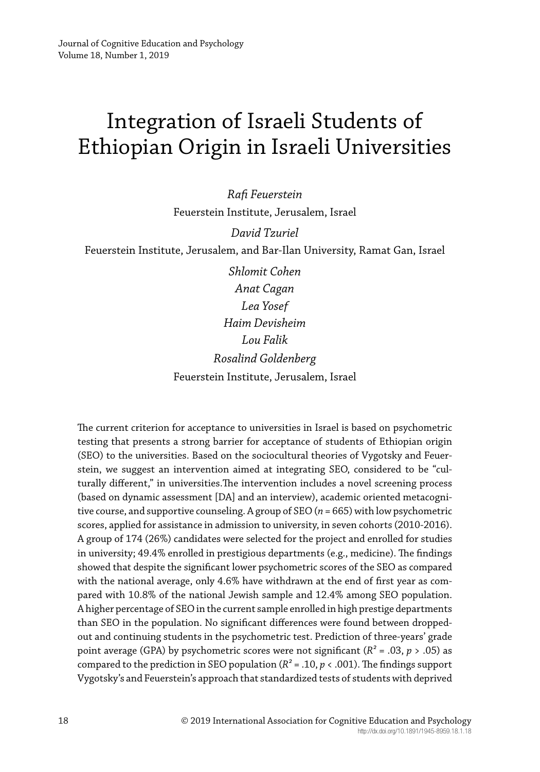# Integration of Israeli Students of Ethiopian Origin in Israeli Universities

*Rafi Feuerstein*
Feuerstein Institute, Jerusalem, Israel

*David Tzuriel*
Feuerstein Institute, Jerusalem, and Bar-Ilan University, Ramat Gan, Israel

*Shlomit Cohen*
*Anat Cagan*
*Lea Yosef*
*Haim Devisheim*
*Lou Falik*
*Rosalind Goldenberg*
Feuerstein Institute, Jerusalem, Israel

The current criterion for acceptance to universities in Israel is based on psychometric testing that presents a strong barrier for acceptance of students of Ethiopian origin (SEO) to the universities. Based on the sociocultural theories of Vygotsky and Feuerstein, we suggest an intervention aimed at integrating SEO, considered to be "culturally different," in universities.The intervention includes a novel screening process (based on dynamic assessment [DA] and an interview), academic oriented metacognitive course, and supportive counseling. A group of SEO ($n$ = 665) with low psychometric scores, applied for assistance in admission to university, in seven cohorts (2010-2016). A group of 174 (26%) candidates were selected for the project and enrolled for studies in university; 49.4% enrolled in prestigious departments (e.g., medicine). The findings showed that despite the significant lower psychometric scores of the SEO as compared with the national average, only 4.6% have withdrawn at the end of first year as compared with 10.8% of the national Jewish sample and 12.4% among SEO population. A higher percentage of SEO in the current sample enrolled in high prestige departments than SEO in the population. No significant differences were found between dropped-out and continuing students in the psychometric test. Prediction of three-years' grade point average (GPA) by psychometric scores were not significant ($R^2$ = .03, $p$ > .05) as compared to the prediction in SEO population ($R^2$ = .10, $p$ < .001). The findings support Vygotsky's and Feuerstein's approach that standardized tests of students with deprived

© 2019 International Association for Cognitive Education and Psychology
http://dx.doi.org/10.1891/1945-8959.18.1.18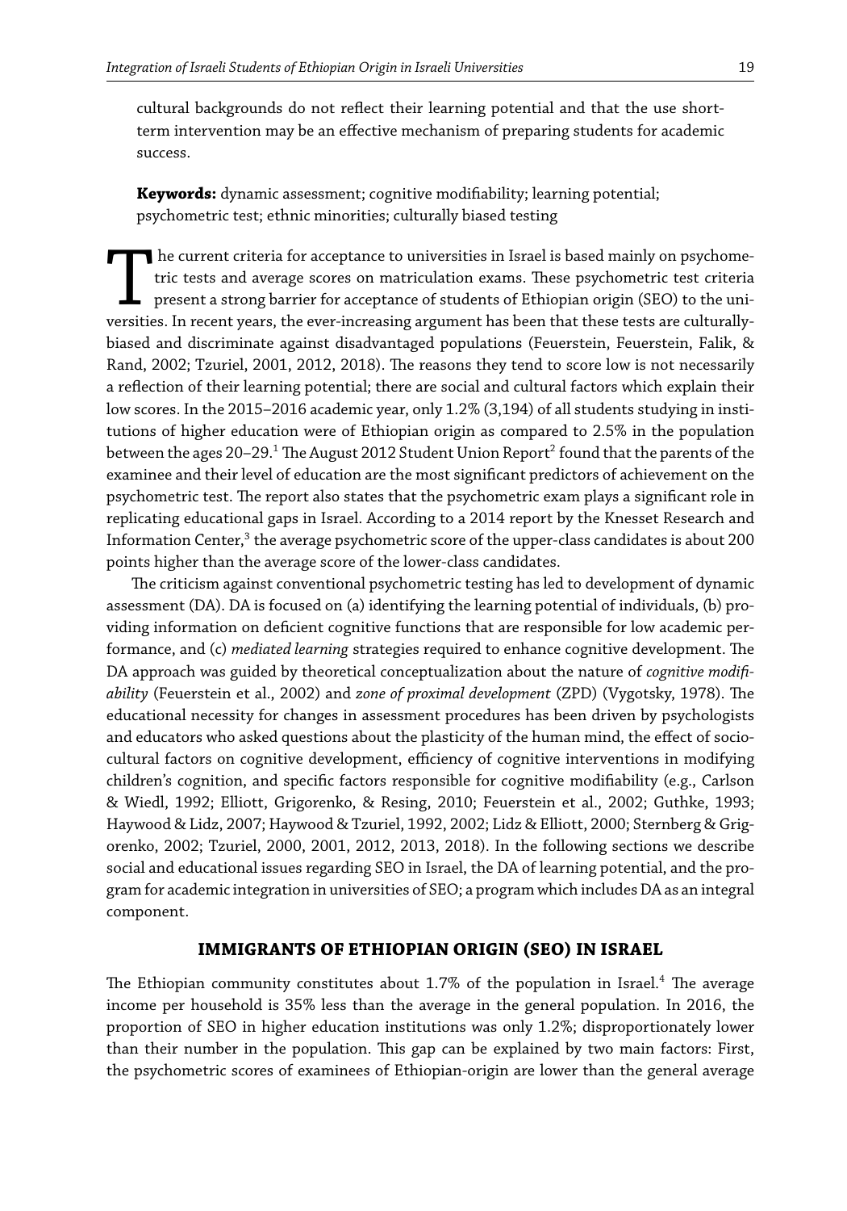cultural backgrounds do not reflect their learning potential and that the use short-term intervention may be an effective mechanism of preparing students for academic success.

**Keywords:** dynamic assessment; cognitive modifiability; learning potential; psychometric test; ethnic minorities; culturally biased testing

The current criteria for acceptance to universities in Israel is based mainly on psychometric tests and average scores on matriculation exams. These psychometric test criteria present a strong barrier for acceptance of students of Ethiopian origin (SEO) to the universities. In recent years, the ever-increasing argument has been that these tests are culturally-biased and discriminate against disadvantaged populations (Feuerstein, Feuerstein, Falik, & Rand, 2002; Tzuriel, 2001, 2012, 2018). The reasons they tend to score low is not necessarily a reflection of their learning potential; there are social and cultural factors which explain their low scores. In the 2015–2016 academic year, only 1.2% (3,194) of all students studying in institutions of higher education were of Ethiopian origin as compared to 2.5% in the population between the ages 20–29.[1] The August 2012 Student Union Report[2] found that the parents of the examinee and their level of education are the most significant predictors of achievement on the psychometric test. The report also states that the psychometric exam plays a significant role in replicating educational gaps in Israel. According to a 2014 report by the Knesset Research and Information Center,[3] the average psychometric score of the upper-class candidates is about 200 points higher than the average score of the lower-class candidates.

The criticism against conventional psychometric testing has led to development of dynamic assessment (DA). DA is focused on (a) identifying the learning potential of individuals, (b) providing information on deficient cognitive functions that are responsible for low academic performance, and (c) *mediated learning* strategies required to enhance cognitive development. The DA approach was guided by theoretical conceptualization about the nature of *cognitive modifiability* (Feuerstein et al., 2002) and *zone of proximal development* (ZPD) (Vygotsky, 1978). The educational necessity for changes in assessment procedures has been driven by psychologists and educators who asked questions about the plasticity of the human mind, the effect of socio-cultural factors on cognitive development, efficiency of cognitive interventions in modifying children's cognition, and specific factors responsible for cognitive modifiability (e.g., Carlson & Wiedl, 1992; Elliott, Grigorenko, & Resing, 2010; Feuerstein et al., 2002; Guthke, 1993; Haywood & Lidz, 2007; Haywood & Tzuriel, 1992, 2002; Lidz & Elliott, 2000; Sternberg & Grigorenko, 2002; Tzuriel, 2000, 2001, 2012, 2013, 2018). In the following sections we describe social and educational issues regarding SEO in Israel, the DA of learning potential, and the program for academic integration in universities of SEO; a program which includes DA as an integral component.

## IMMIGRANTS OF ETHIOPIAN ORIGIN (SEO) IN ISRAEL

The Ethiopian community constitutes about 1.7% of the population in Israel.[4] The average income per household is 35% less than the average in the general population. In 2016, the proportion of SEO in higher education institutions was only 1.2%; disproportionately lower than their number in the population. This gap can be explained by two main factors: First, the psychometric scores of examinees of Ethiopian-origin are lower than the general average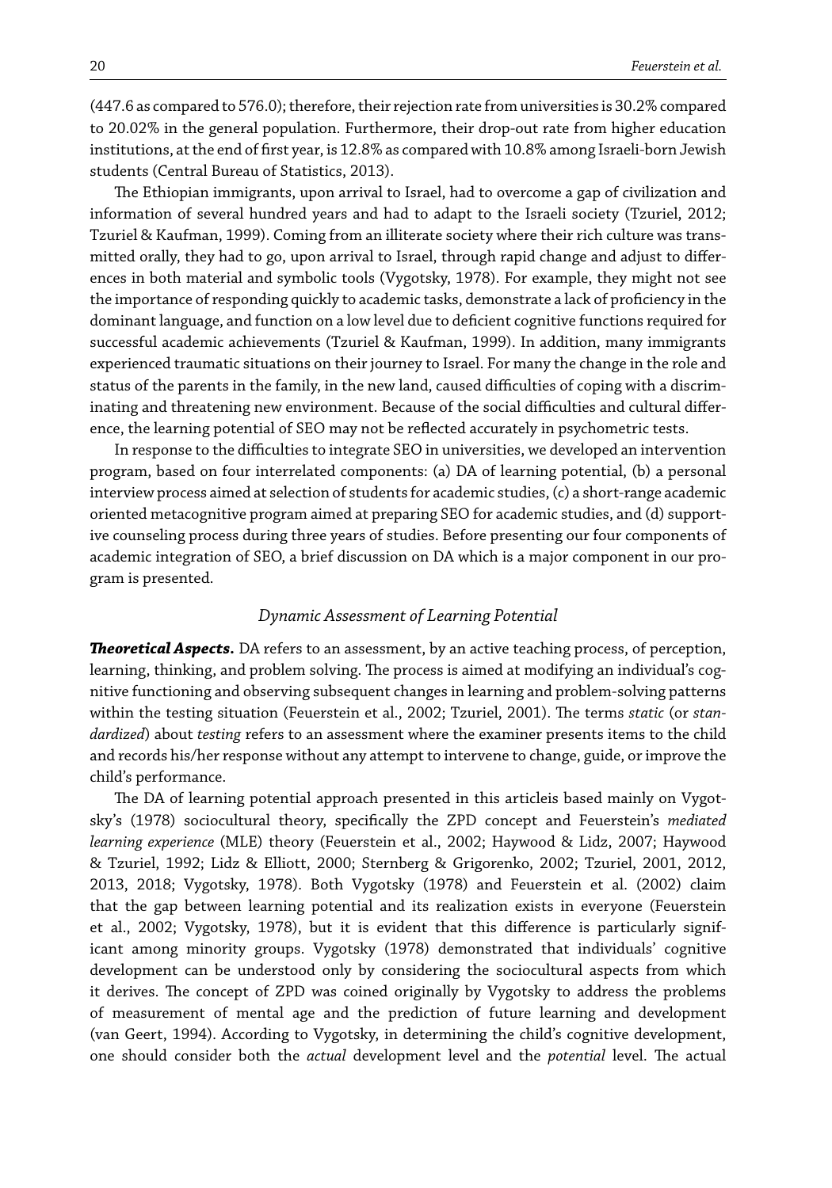(447.6 as compared to 576.0); therefore, their rejection rate from universities is 30.2% compared to 20.02% in the general population. Furthermore, their drop-out rate from higher education institutions, at the end of first year, is 12.8% as compared with 10.8% among Israeli-born Jewish students (Central Bureau of Statistics, 2013).

The Ethiopian immigrants, upon arrival to Israel, had to overcome a gap of civilization and information of several hundred years and had to adapt to the Israeli society (Tzuriel, 2012; Tzuriel & Kaufman, 1999). Coming from an illiterate society where their rich culture was transmitted orally, they had to go, upon arrival to Israel, through rapid change and adjust to differences in both material and symbolic tools (Vygotsky, 1978). For example, they might not see the importance of responding quickly to academic tasks, demonstrate a lack of proficiency in the dominant language, and function on a low level due to deficient cognitive functions required for successful academic achievements (Tzuriel & Kaufman, 1999). In addition, many immigrants experienced traumatic situations on their journey to Israel. For many the change in the role and status of the parents in the family, in the new land, caused difficulties of coping with a discriminating and threatening new environment. Because of the social difficulties and cultural difference, the learning potential of SEO may not be reflected accurately in psychometric tests.

In response to the difficulties to integrate SEO in universities, we developed an intervention program, based on four interrelated components: (a) DA of learning potential, (b) a personal interview process aimed at selection of students for academic studies, (c) a short-range academic oriented metacognitive program aimed at preparing SEO for academic studies, and (d) supportive counseling process during three years of studies. Before presenting our four components of academic integration of SEO, a brief discussion on DA which is a major component in our program is presented.

### *Dynamic Assessment of Learning Potential*

***Theoretical Aspects.*** DA refers to an assessment, by an active teaching process, of perception, learning, thinking, and problem solving. The process is aimed at modifying an individual's cognitive functioning and observing subsequent changes in learning and problem-solving patterns within the testing situation (Feuerstein et al., 2002; Tzuriel, 2001). The terms *static* (or *standardized*) about *testing* refers to an assessment where the examiner presents items to the child and records his/her response without any attempt to intervene to change, guide, or improve the child's performance.

The DA of learning potential approach presented in this articleis based mainly on Vygotsky's (1978) sociocultural theory, specifically the ZPD concept and Feuerstein's *mediated learning experience* (MLE) theory (Feuerstein et al., 2002; Haywood & Lidz, 2007; Haywood & Tzuriel, 1992; Lidz & Elliott, 2000; Sternberg & Grigorenko, 2002; Tzuriel, 2001, 2012, 2013, 2018; Vygotsky, 1978). Both Vygotsky (1978) and Feuerstein et al. (2002) claim that the gap between learning potential and its realization exists in everyone (Feuerstein et al., 2002; Vygotsky, 1978), but it is evident that this difference is particularly significant among minority groups. Vygotsky (1978) demonstrated that individuals' cognitive development can be understood only by considering the sociocultural aspects from which it derives. The concept of ZPD was coined originally by Vygotsky to address the problems of measurement of mental age and the prediction of future learning and development (van Geert, 1994). According to Vygotsky, in determining the child's cognitive development, one should consider both the *actual* development level and the *potential* level. The actual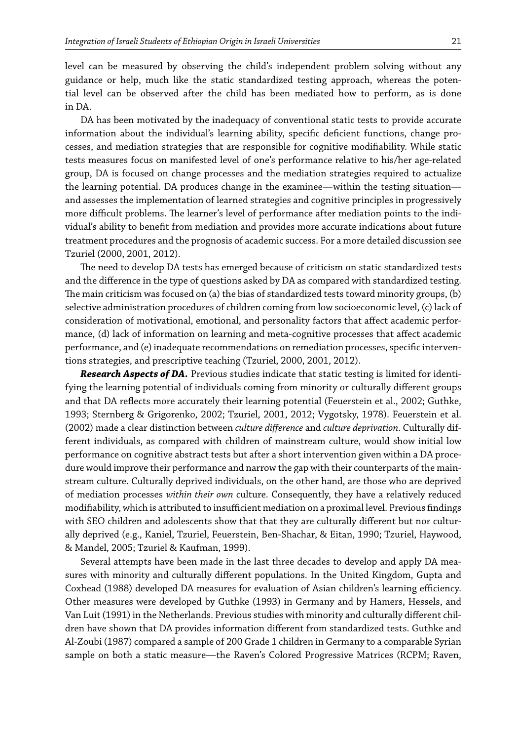level can be measured by observing the child's independent problem solving without any guidance or help, much like the static standardized testing approach, whereas the potential level can be observed after the child has been mediated how to perform, as is done in DA.

DA has been motivated by the inadequacy of conventional static tests to provide accurate information about the individual's learning ability, specific deficient functions, change processes, and mediation strategies that are responsible for cognitive modifiability. While static tests measures focus on manifested level of one's performance relative to his/her age-related group, DA is focused on change processes and the mediation strategies required to actualize the learning potential. DA produces change in the examinee—within the testing situation—and assesses the implementation of learned strategies and cognitive principles in progressively more difficult problems. The learner's level of performance after mediation points to the individual's ability to benefit from mediation and provides more accurate indications about future treatment procedures and the prognosis of academic success. For a more detailed discussion see Tzuriel (2000, 2001, 2012).

The need to develop DA tests has emerged because of criticism on static standardized tests and the difference in the type of questions asked by DA as compared with standardized testing. The main criticism was focused on (a) the bias of standardized tests toward minority groups, (b) selective administration procedures of children coming from low socioeconomic level, (c) lack of consideration of motivational, emotional, and personality factors that affect academic performance, (d) lack of information on learning and meta-cognitive processes that affect academic performance, and (e) inadequate recommendations on remediation processes, specific interventions strategies, and prescriptive teaching (Tzuriel, 2000, 2001, 2012).

***Research Aspects of DA.*** Previous studies indicate that static testing is limited for identifying the learning potential of individuals coming from minority or culturally different groups and that DA reflects more accurately their learning potential (Feuerstein et al., 2002; Guthke, 1993; Sternberg & Grigorenko, 2002; Tzuriel, 2001, 2012; Vygotsky, 1978). Feuerstein et al. (2002) made a clear distinction between *culture difference* and *culture deprivation*. Culturally different individuals, as compared with children of mainstream culture, would show initial low performance on cognitive abstract tests but after a short intervention given within a DA procedure would improve their performance and narrow the gap with their counterparts of the mainstream culture. Culturally deprived individuals, on the other hand, are those who are deprived of mediation processes *within their own* culture. Consequently, they have a relatively reduced modifiability, which is attributed to insufficient mediation on a proximal level. Previous findings with SEO children and adolescents show that that they are culturally different but nor culturally deprived (e.g., Kaniel, Tzuriel, Feuerstein, Ben-Shachar, & Eitan, 1990; Tzuriel, Haywood, & Mandel, 2005; Tzuriel & Kaufman, 1999).

Several attempts have been made in the last three decades to develop and apply DA measures with minority and culturally different populations. In the United Kingdom, Gupta and Coxhead (1988) developed DA measures for evaluation of Asian children's learning efficiency. Other measures were developed by Guthke (1993) in Germany and by Hamers, Hessels, and Van Luit (1991) in the Netherlands. Previous studies with minority and culturally different children have shown that DA provides information different from standardized tests. Guthke and Al-Zoubi (1987) compared a sample of 200 Grade 1 children in Germany to a comparable Syrian sample on both a static measure—the Raven's Colored Progressive Matrices (RCPM; Raven,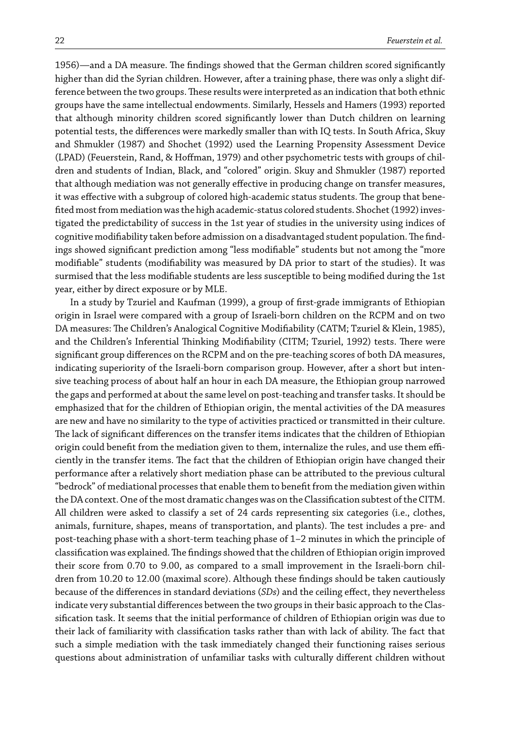1956)—and a DA measure. The findings showed that the German children scored significantly higher than did the Syrian children. However, after a training phase, there was only a slight difference between the two groups. These results were interpreted as an indication that both ethnic groups have the same intellectual endowments. Similarly, Hessels and Hamers (1993) reported that although minority children scored significantly lower than Dutch children on learning potential tests, the differences were markedly smaller than with IQ tests. In South Africa, Skuy and Shmukler (1987) and Shochet (1992) used the Learning Propensity Assessment Device (LPAD) (Feuerstein, Rand, & Hoffman, 1979) and other psychometric tests with groups of children and students of Indian, Black, and "colored" origin. Skuy and Shmukler (1987) reported that although mediation was not generally effective in producing change on transfer measures, it was effective with a subgroup of colored high-academic status students. The group that benefited most from mediation was the high academic-status colored students. Shochet (1992) investigated the predictability of success in the 1st year of studies in the university using indices of cognitive modifiability taken before admission on a disadvantaged student population. The findings showed significant prediction among "less modifiable" students but not among the "more modifiable" students (modifiability was measured by DA prior to start of the studies). It was surmised that the less modifiable students are less susceptible to being modified during the 1st year, either by direct exposure or by MLE.

In a study by Tzuriel and Kaufman (1999), a group of first-grade immigrants of Ethiopian origin in Israel were compared with a group of Israeli-born children on the RCPM and on two DA measures: The Children's Analogical Cognitive Modifiability (CATM; Tzuriel & Klein, 1985), and the Children's Inferential Thinking Modifiability (CITM; Tzuriel, 1992) tests. There were significant group differences on the RCPM and on the pre-teaching scores of both DA measures, indicating superiority of the Israeli-born comparison group. However, after a short but intensive teaching process of about half an hour in each DA measure, the Ethiopian group narrowed the gaps and performed at about the same level on post-teaching and transfer tasks. It should be emphasized that for the children of Ethiopian origin, the mental activities of the DA measures are new and have no similarity to the type of activities practiced or transmitted in their culture. The lack of significant differences on the transfer items indicates that the children of Ethiopian origin could benefit from the mediation given to them, internalize the rules, and use them efficiently in the transfer items. The fact that the children of Ethiopian origin have changed their performance after a relatively short mediation phase can be attributed to the previous cultural "bedrock" of mediational processes that enable them to benefit from the mediation given within the DA context. One of the most dramatic changes was on the Classification subtest of the CITM. All children were asked to classify a set of 24 cards representing six categories (i.e., clothes, animals, furniture, shapes, means of transportation, and plants). The test includes a pre- and post-teaching phase with a short-term teaching phase of 1–2 minutes in which the principle of classification was explained. The findings showed that the children of Ethiopian origin improved their score from 0.70 to 9.00, as compared to a small improvement in the Israeli-born children from 10.20 to 12.00 (maximal score). Although these findings should be taken cautiously because of the differences in standard deviations (*SDs*) and the ceiling effect, they nevertheless indicate very substantial differences between the two groups in their basic approach to the Classification task. It seems that the initial performance of children of Ethiopian origin was due to their lack of familiarity with classification tasks rather than with lack of ability. The fact that such a simple mediation with the task immediately changed their functioning raises serious questions about administration of unfamiliar tasks with culturally different children without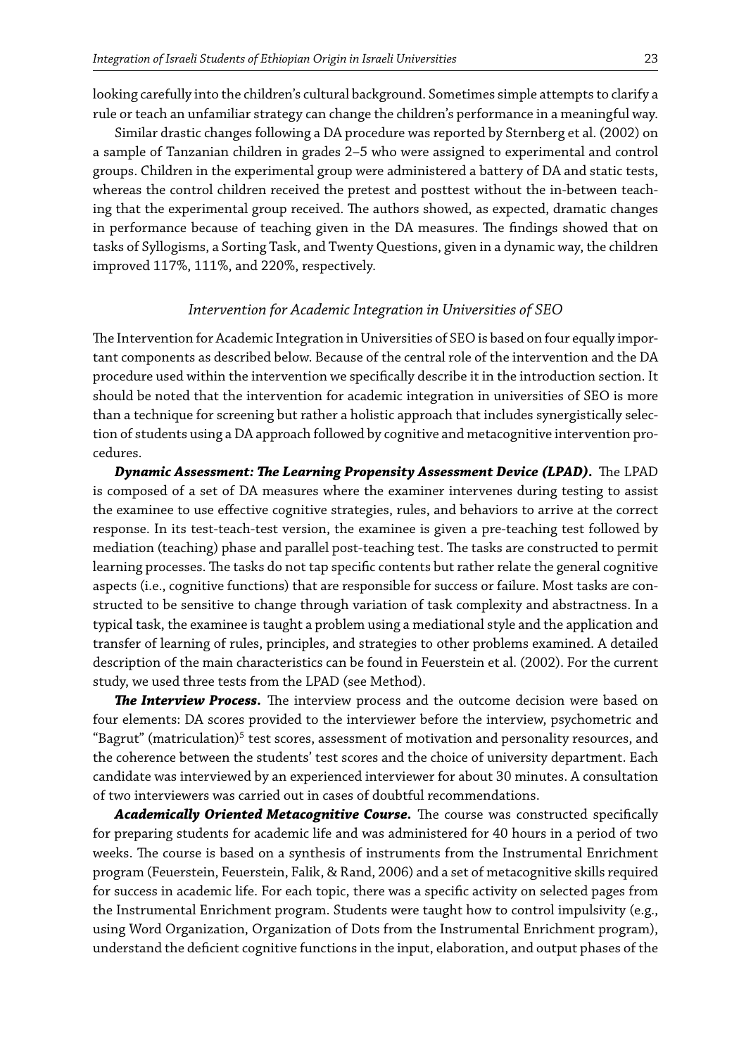looking carefully into the children's cultural background. Sometimes simple attempts to clarify a rule or teach an unfamiliar strategy can change the children's performance in a meaningful way.

Similar drastic changes following a DA procedure was reported by Sternberg et al. (2002) on a sample of Tanzanian children in grades 2–5 who were assigned to experimental and control groups. Children in the experimental group were administered a battery of DA and static tests, whereas the control children received the pretest and posttest without the in-between teaching that the experimental group received. The authors showed, as expected, dramatic changes in performance because of teaching given in the DA measures. The findings showed that on tasks of Syllogisms, a Sorting Task, and Twenty Questions, given in a dynamic way, the children improved 117%, 111%, and 220%, respectively.

### *Intervention for Academic Integration in Universities of SEO*

The Intervention for Academic Integration in Universities of SEO is based on four equally important components as described below. Because of the central role of the intervention and the DA procedure used within the intervention we specifically describe it in the introduction section. It should be noted that the intervention for academic integration in universities of SEO is more than a technique for screening but rather a holistic approach that includes synergistically selection of students using a DA approach followed by cognitive and metacognitive intervention procedures.

***Dynamic Assessment: The Learning Propensity Assessment Device (LPAD).*** The LPAD is composed of a set of DA measures where the examiner intervenes during testing to assist the examinee to use effective cognitive strategies, rules, and behaviors to arrive at the correct response. In its test-teach-test version, the examinee is given a pre-teaching test followed by mediation (teaching) phase and parallel post-teaching test. The tasks are constructed to permit learning processes. The tasks do not tap specific contents but rather relate the general cognitive aspects (i.e., cognitive functions) that are responsible for success or failure. Most tasks are constructed to be sensitive to change through variation of task complexity and abstractness. In a typical task, the examinee is taught a problem using a mediational style and the application and transfer of learning of rules, principles, and strategies to other problems examined. A detailed description of the main characteristics can be found in Feuerstein et al. (2002). For the current study, we used three tests from the LPAD (see Method).

***The Interview Process.*** The interview process and the outcome decision were based on four elements: DA scores provided to the interviewer before the interview, psychometric and "Bagrut" (matriculation)[5] test scores, assessment of motivation and personality resources, and the coherence between the students' test scores and the choice of university department. Each candidate was interviewed by an experienced interviewer for about 30 minutes. A consultation of two interviewers was carried out in cases of doubtful recommendations.

***Academically Oriented Metacognitive Course.*** The course was constructed specifically for preparing students for academic life and was administered for 40 hours in a period of two weeks. The course is based on a synthesis of instruments from the Instrumental Enrichment program (Feuerstein, Feuerstein, Falik, & Rand, 2006) and a set of metacognitive skills required for success in academic life. For each topic, there was a specific activity on selected pages from the Instrumental Enrichment program. Students were taught how to control impulsivity (e.g., using Word Organization, Organization of Dots from the Instrumental Enrichment program), understand the deficient cognitive functions in the input, elaboration, and output phases of the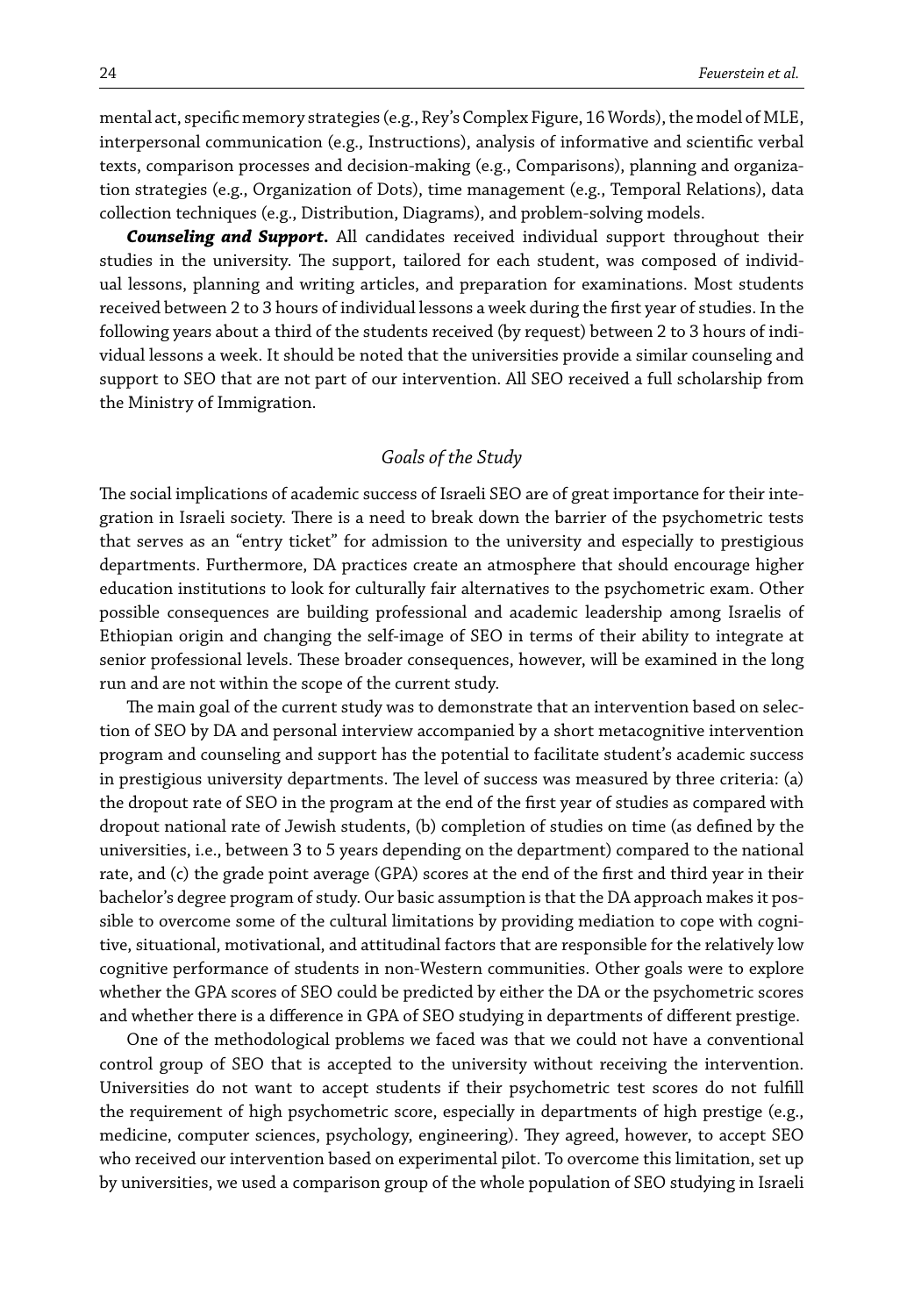mental act, specific memory strategies (e.g., Rey's Complex Figure, 16 Words), the model of MLE, interpersonal communication (e.g., Instructions), analysis of informative and scientific verbal texts, comparison processes and decision-making (e.g., Comparisons), planning and organization strategies (e.g., Organization of Dots), time management (e.g., Temporal Relations), data collection techniques (e.g., Distribution, Diagrams), and problem-solving models.

***Counseling and Support.*** All candidates received individual support throughout their studies in the university. The support, tailored for each student, was composed of individual lessons, planning and writing articles, and preparation for examinations. Most students received between 2 to 3 hours of individual lessons a week during the first year of studies. In the following years about a third of the students received (by request) between 2 to 3 hours of individual lessons a week. It should be noted that the universities provide a similar counseling and support to SEO that are not part of our intervention. All SEO received a full scholarship from the Ministry of Immigration.

### *Goals of the Study*

The social implications of academic success of Israeli SEO are of great importance for their integration in Israeli society. There is a need to break down the barrier of the psychometric tests that serves as an "entry ticket" for admission to the university and especially to prestigious departments. Furthermore, DA practices create an atmosphere that should encourage higher education institutions to look for culturally fair alternatives to the psychometric exam. Other possible consequences are building professional and academic leadership among Israelis of Ethiopian origin and changing the self-image of SEO in terms of their ability to integrate at senior professional levels. These broader consequences, however, will be examined in the long run and are not within the scope of the current study.

The main goal of the current study was to demonstrate that an intervention based on selection of SEO by DA and personal interview accompanied by a short metacognitive intervention program and counseling and support has the potential to facilitate student's academic success in prestigious university departments. The level of success was measured by three criteria: (a) the dropout rate of SEO in the program at the end of the first year of studies as compared with dropout national rate of Jewish students, (b) completion of studies on time (as defined by the universities, i.e., between 3 to 5 years depending on the department) compared to the national rate, and (c) the grade point average (GPA) scores at the end of the first and third year in their bachelor's degree program of study. Our basic assumption is that the DA approach makes it possible to overcome some of the cultural limitations by providing mediation to cope with cognitive, situational, motivational, and attitudinal factors that are responsible for the relatively low cognitive performance of students in non-Western communities. Other goals were to explore whether the GPA scores of SEO could be predicted by either the DA or the psychometric scores and whether there is a difference in GPA of SEO studying in departments of different prestige.

One of the methodological problems we faced was that we could not have a conventional control group of SEO that is accepted to the university without receiving the intervention. Universities do not want to accept students if their psychometric test scores do not fulfill the requirement of high psychometric score, especially in departments of high prestige (e.g., medicine, computer sciences, psychology, engineering). They agreed, however, to accept SEO who received our intervention based on experimental pilot. To overcome this limitation, set up by universities, we used a comparison group of the whole population of SEO studying in Israeli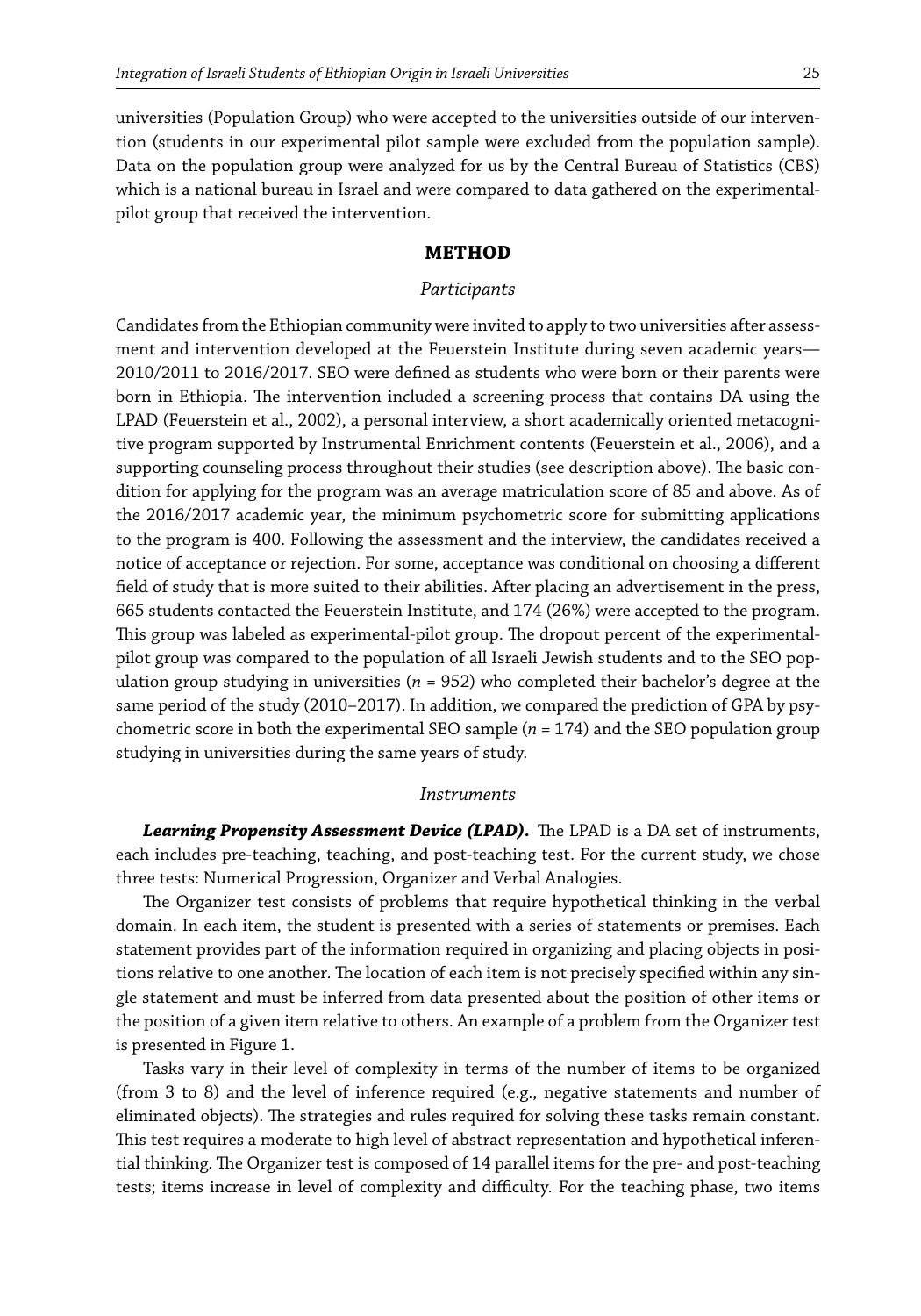universities (Population Group) who were accepted to the universities outside of our intervention (students in our experimental pilot sample were excluded from the population sample). Data on the population group were analyzed for us by the Central Bureau of Statistics (CBS) which is a national bureau in Israel and were compared to data gathered on the experimental-pilot group that received the intervention.

## METHOD

### *Participants*

Candidates from the Ethiopian community were invited to apply to two universities after assessment and intervention developed at the Feuerstein Institute during seven academic years—2010/2011 to 2016/2017. SEO were defined as students who were born or their parents were born in Ethiopia. The intervention included a screening process that contains DA using the LPAD (Feuerstein et al., 2002), a personal interview, a short academically oriented metacognitive program supported by Instrumental Enrichment contents (Feuerstein et al., 2006), and a supporting counseling process throughout their studies (see description above). The basic condition for applying for the program was an average matriculation score of 85 and above. As of the 2016/2017 academic year, the minimum psychometric score for submitting applications to the program is 400. Following the assessment and the interview, the candidates received a notice of acceptance or rejection. For some, acceptance was conditional on choosing a different field of study that is more suited to their abilities. After placing an advertisement in the press, 665 students contacted the Feuerstein Institute, and 174 (26%) were accepted to the program. This group was labeled as experimental-pilot group. The dropout percent of the experimental-pilot group was compared to the population of all Israeli Jewish students and to the SEO population group studying in universities ($n$ = 952) who completed their bachelor's degree at the same period of the study (2010–2017). In addition, we compared the prediction of GPA by psychometric score in both the experimental SEO sample ($n$ = 174) and the SEO population group studying in universities during the same years of study.

### *Instruments*

***Learning Propensity Assessment Device (LPAD).*** The LPAD is a DA set of instruments, each includes pre-teaching, teaching, and post-teaching test. For the current study, we chose three tests: Numerical Progression, Organizer and Verbal Analogies.

The Organizer test consists of problems that require hypothetical thinking in the verbal domain. In each item, the student is presented with a series of statements or premises. Each statement provides part of the information required in organizing and placing objects in positions relative to one another. The location of each item is not precisely specified within any single statement and must be inferred from data presented about the position of other items or the position of a given item relative to others. An example of a problem from the Organizer test is presented in Figure 1.

Tasks vary in their level of complexity in terms of the number of items to be organized (from 3 to 8) and the level of inference required (e.g., negative statements and number of eliminated objects). The strategies and rules required for solving these tasks remain constant. This test requires a moderate to high level of abstract representation and hypothetical inferential thinking. The Organizer test is composed of 14 parallel items for the pre- and post-teaching tests; items increase in level of complexity and difficulty. For the teaching phase, two items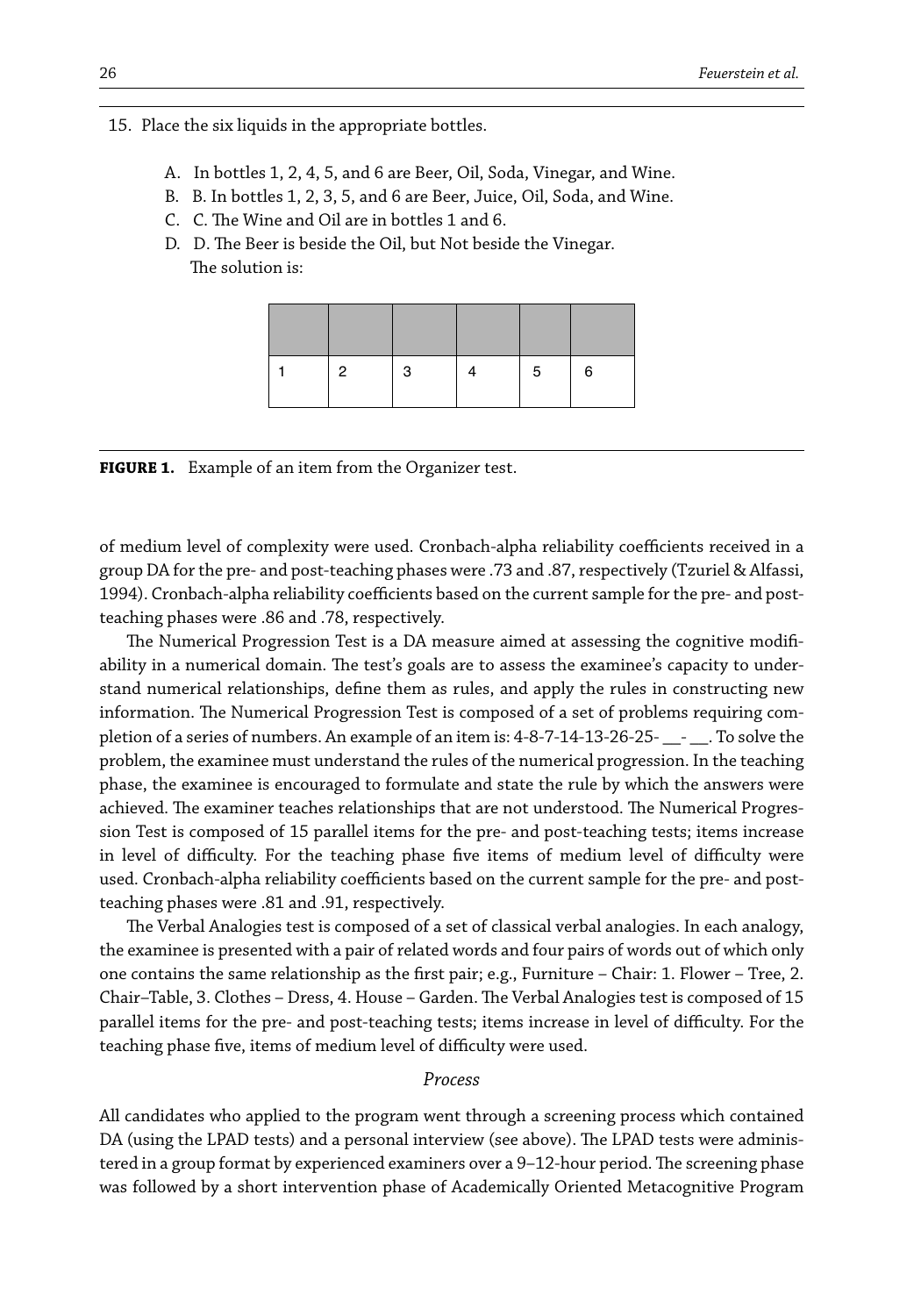15. Place the six liquids in the appropriate bottles.

    A. In bottles 1, 2, 4, 5, and 6 are Beer, Oil, Soda, Vinegar, and Wine.
    B. B. In bottles 1, 2, 3, 5, and 6 are Beer, Juice, Oil, Soda, and Wine.
    C. C. The Wine and Oil are in bottles 1 and 6.
    D. D. The Beer is beside the Oil, but Not beside the Vinegar.
    The solution is:

| | | | | | |
|---|---|---|---|---|---|
| 1 | 2 | 3 | 4 | 5 | 6 |

**FIGURE 1.** Example of an item from the Organizer test.

of medium level of complexity were used. Cronbach-alpha reliability coefficients received in a group DA for the pre- and post-teaching phases were .73 and .87, respectively (Tzuriel & Alfassi, 1994). Cronbach-alpha reliability coefficients based on the current sample for the pre- and post-teaching phases were .86 and .78, respectively.

The Numerical Progression Test is a DA measure aimed at assessing the cognitive modifiability in a numerical domain. The test's goals are to assess the examinee's capacity to understand numerical relationships, define them as rules, and apply the rules in constructing new information. The Numerical Progression Test is composed of a set of problems requiring completion of a series of numbers. An example of an item is: 4-8-7-14-13-26-25- __- __. To solve the problem, the examinee must understand the rules of the numerical progression. In the teaching phase, the examinee is encouraged to formulate and state the rule by which the answers were achieved. The examiner teaches relationships that are not understood. The Numerical Progression Test is composed of 15 parallel items for the pre- and post-teaching tests; items increase in level of difficulty. For the teaching phase five items of medium level of difficulty were used. Cronbach-alpha reliability coefficients based on the current sample for the pre- and post-teaching phases were .81 and .91, respectively.

The Verbal Analogies test is composed of a set of classical verbal analogies. In each analogy, the examinee is presented with a pair of related words and four pairs of words out of which only one contains the same relationship as the first pair; e.g., Furniture – Chair: 1. Flower – Tree, 2. Chair–Table, 3. Clothes – Dress, 4. House – Garden. The Verbal Analogies test is composed of 15 parallel items for the pre- and post-teaching tests; items increase in level of difficulty. For the teaching phase five, items of medium level of difficulty were used.

*Process*

All candidates who applied to the program went through a screening process which contained DA (using the LPAD tests) and a personal interview (see above). The LPAD tests were administered in a group format by experienced examiners over a 9–12-hour period. The screening phase was followed by a short intervention phase of Academically Oriented Metacognitive Program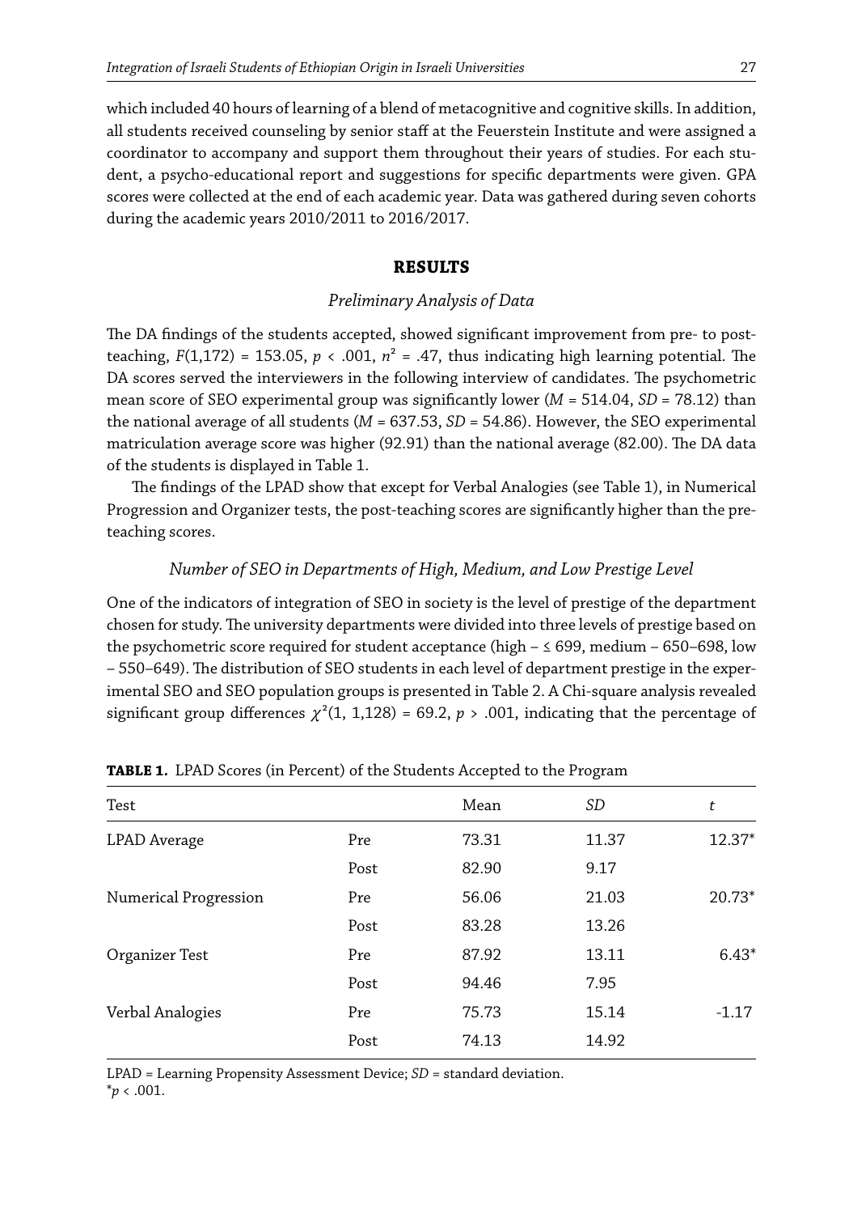which included 40 hours of learning of a blend of metacognitive and cognitive skills. In addition, all students received counseling by senior staff at the Feuerstein Institute and were assigned a coordinator to accompany and support them throughout their years of studies. For each student, a psycho-educational report and suggestions for specific departments were given. GPA scores were collected at the end of each academic year. Data was gathered during seven cohorts during the academic years 2010/2011 to 2016/2017.

## RESULTS

### *Preliminary Analysis of Data*

The DA findings of the students accepted, showed significant improvement from pre- to post-teaching, $F(1,172) = 153.05$, $p < .001$, $n^2 = .47$, thus indicating high learning potential. The DA scores served the interviewers in the following interview of candidates. The psychometric mean score of SEO experimental group was significantly lower ($M = 514.04$, $SD = 78.12$) than the national average of all students ($M = 637.53$, $SD = 54.86$). However, the SEO experimental matriculation average score was higher (92.91) than the national average (82.00). The DA data of the students is displayed in Table 1.

The findings of the LPAD show that except for Verbal Analogies (see Table 1), in Numerical Progression and Organizer tests, the post-teaching scores are significantly higher than the pre-teaching scores.

### *Number of SEO in Departments of High, Medium, and Low Prestige Level*

One of the indicators of integration of SEO in society is the level of prestige of the department chosen for study. The university departments were divided into three levels of prestige based on the psychometric score required for student acceptance (high – ≤ 699, medium – 650–698, low – 550–649). The distribution of SEO students in each level of department prestige in the experimental SEO and SEO population groups is presented in Table 2. A Chi-square analysis revealed significant group differences $\chi^2(1, 1{,}128) = 69.2$, $p > .001$, indicating that the percentage of

**TABLE 1.** LPAD Scores (in Percent) of the Students Accepted to the Program

| Test | | Mean | *SD* | *t* |
|---|---|---|---|---|
| LPAD Average | Pre | 73.31 | 11.37 | 12.37* |
| | Post | 82.90 | 9.17 | |
| Numerical Progression | Pre | 56.06 | 21.03 | 20.73* |
| | Post | 83.28 | 13.26 | |
| Organizer Test | Pre | 87.92 | 13.11 | 6.43* |
| | Post | 94.46 | 7.95 | |
| Verbal Analogies | Pre | 75.73 | 15.14 | -1.17 |
| | Post | 74.13 | 14.92 | |

LPAD = Learning Propensity Assessment Device; *SD* = standard deviation.
*$p < .001$.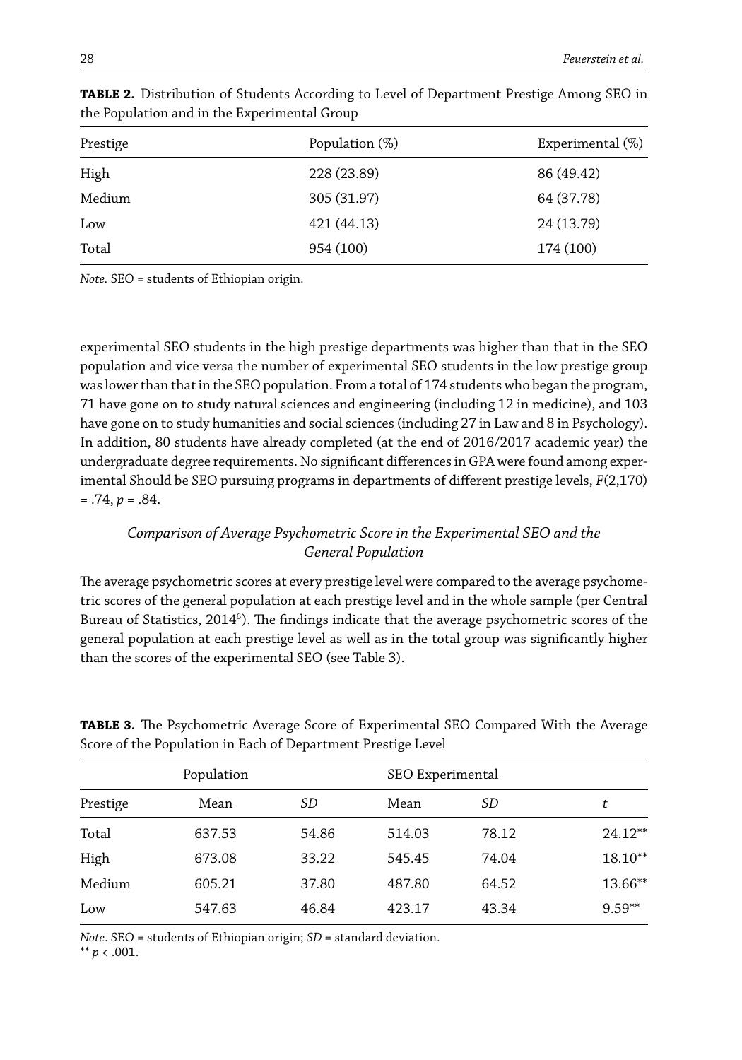**TABLE 2.** Distribution of Students According to Level of Department Prestige Among SEO in the Population and in the Experimental Group

| Prestige | Population (%) | Experimental (%) |
|---|---|---|
| High | 228 (23.89) | 86 (49.42) |
| Medium | 305 (31.97) | 64 (37.78) |
| Low | 421 (44.13) | 24 (13.79) |
| Total | 954 (100) | 174 (100) |

*Note.* SEO = students of Ethiopian origin.

experimental SEO students in the high prestige departments was higher than that in the SEO population and vice versa the number of experimental SEO students in the low prestige group was lower than that in the SEO population. From a total of 174 students who began the program, 71 have gone on to study natural sciences and engineering (including 12 in medicine), and 103 have gone on to study humanities and social sciences (including 27 in Law and 8 in Psychology). In addition, 80 students have already completed (at the end of 2016/2017 academic year) the undergraduate degree requirements. No significant differences in GPA were found among experimental Should be SEO pursuing programs in departments of different prestige levels, $F(2,170) = .74$, $p = .84$.

### *Comparison of Average Psychometric Score in the Experimental SEO and the General Population*

The average psychometric scores at every prestige level were compared to the average psychometric scores of the general population at each prestige level and in the whole sample (per Central Bureau of Statistics, 2014[6]). The findings indicate that the average psychometric scores of the general population at each prestige level as well as in the total group was significantly higher than the scores of the experimental SEO (see Table 3).

**TABLE 3.** The Psychometric Average Score of Experimental SEO Compared With the Average Score of the Population in Each of Department Prestige Level

| | Population | | SEO Experimental | | |
|---|---|---|---|---|---|
| Prestige | Mean | *SD* | Mean | *SD* | *t* |
| Total | 637.53 | 54.86 | 514.03 | 78.12 | 24.12** |
| High | 673.08 | 33.22 | 545.45 | 74.04 | 18.10** |
| Medium | 605.21 | 37.80 | 487.80 | 64.52 | 13.66** |
| Low | 547.63 | 46.84 | 423.17 | 43.34 | 9.59** |

*Note*. SEO = students of Ethiopian origin; *SD* = standard deviation.
** $p < .001$.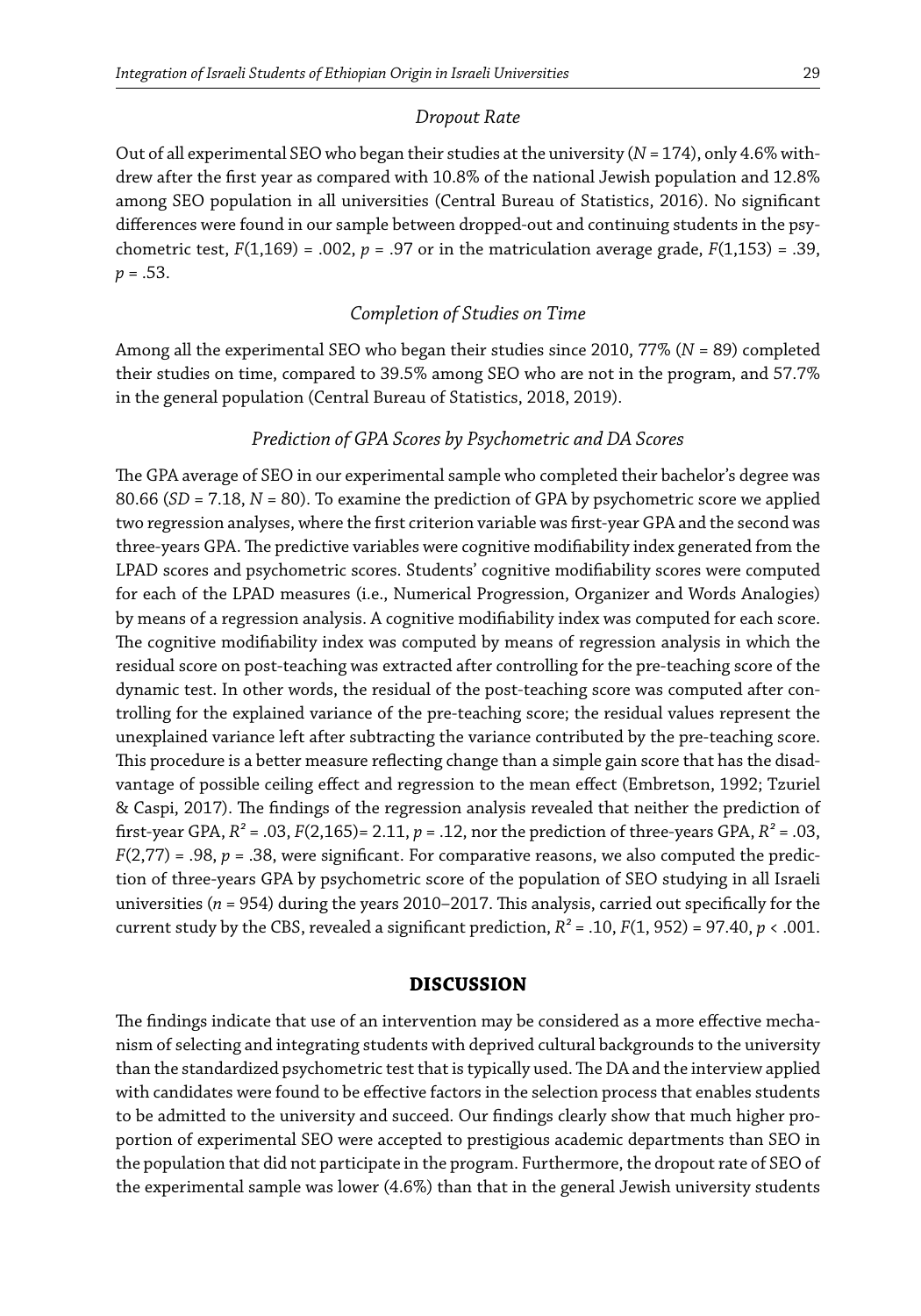### *Dropout Rate*

Out of all experimental SEO who began their studies at the university ($N = 174$), only 4.6% withdrew after the first year as compared with 10.8% of the national Jewish population and 12.8% among SEO population in all universities (Central Bureau of Statistics, 2016). No significant differences were found in our sample between dropped-out and continuing students in the psychometric test, $F(1{,}169) = .002$, $p = .97$ or in the matriculation average grade, $F(1{,}153) = .39$, $p = .53$.

### *Completion of Studies on Time*

Among all the experimental SEO who began their studies since 2010, 77% ($N = 89$) completed their studies on time, compared to 39.5% among SEO who are not in the program, and 57.7% in the general population (Central Bureau of Statistics, 2018, 2019).

### *Prediction of GPA Scores by Psychometric and DA Scores*

The GPA average of SEO in our experimental sample who completed their bachelor's degree was 80.66 ($SD = 7.18$, $N = 80$). To examine the prediction of GPA by psychometric score we applied two regression analyses, where the first criterion variable was first-year GPA and the second was three-years GPA. The predictive variables were cognitive modifiability index generated from the LPAD scores and psychometric scores. Students' cognitive modifiability scores were computed for each of the LPAD measures (i.e., Numerical Progression, Organizer and Words Analogies) by means of a regression analysis. A cognitive modifiability index was computed for each score. The cognitive modifiability index was computed by means of regression analysis in which the residual score on post-teaching was extracted after controlling for the pre-teaching score of the dynamic test. In other words, the residual of the post-teaching score was computed after controlling for the explained variance of the pre-teaching score; the residual values represent the unexplained variance left after subtracting the variance contributed by the pre-teaching score. This procedure is a better measure reflecting change than a simple gain score that has the disadvantage of possible ceiling effect and regression to the mean effect (Embretson, 1992; Tzuriel & Caspi, 2017). The findings of the regression analysis revealed that neither the prediction of first-year GPA, $R^2 = .03$, $F(2{,}165) = 2.11$, $p = .12$, nor the prediction of three-years GPA, $R^2 = .03$, $F(2{,}77) = .98$, $p = .38$, were significant. For comparative reasons, we also computed the prediction of three-years GPA by psychometric score of the population of SEO studying in all Israeli universities ($n = 954$) during the years 2010–2017. This analysis, carried out specifically for the current study by the CBS, revealed a significant prediction, $R^2 = .10$, $F(1, 952) = 97.40$, $p < .001$.

## DISCUSSION

The findings indicate that use of an intervention may be considered as a more effective mechanism of selecting and integrating students with deprived cultural backgrounds to the university than the standardized psychometric test that is typically used. The DA and the interview applied with candidates were found to be effective factors in the selection process that enables students to be admitted to the university and succeed. Our findings clearly show that much higher proportion of experimental SEO were accepted to prestigious academic departments than SEO in the population that did not participate in the program. Furthermore, the dropout rate of SEO of the experimental sample was lower (4.6%) than that in the general Jewish university students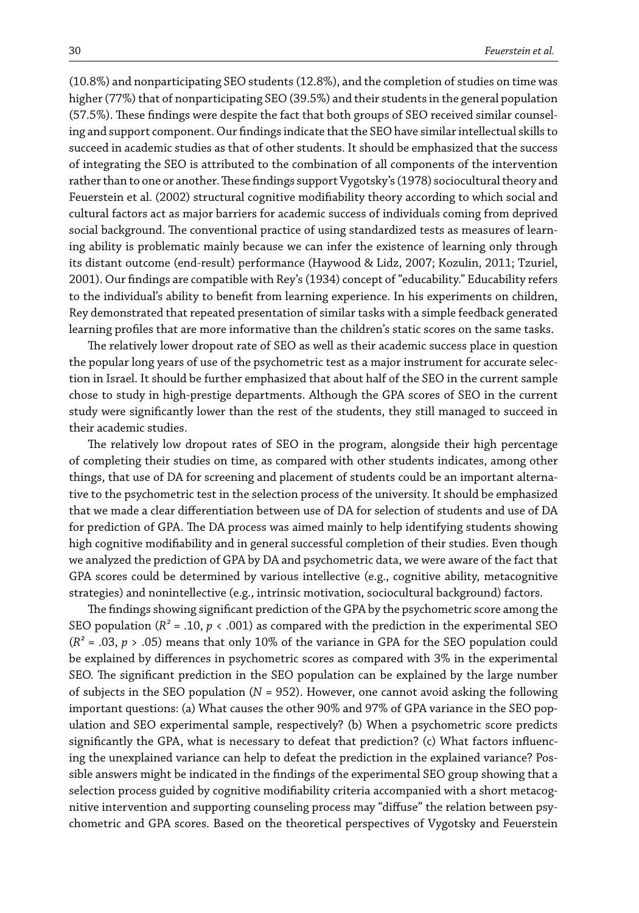(10.8%) and nonparticipating SEO students (12.8%), and the completion of studies on time was higher (77%) that of nonparticipating SEO (39.5%) and their students in the general population (57.5%). These findings were despite the fact that both groups of SEO received similar counseling and support component. Our findings indicate that the SEO have similar intellectual skills to succeed in academic studies as that of other students. It should be emphasized that the success of integrating the SEO is attributed to the combination of all components of the intervention rather than to one or another. These findings support Vygotsky's (1978) sociocultural theory and Feuerstein et al. (2002) structural cognitive modifiability theory according to which social and cultural factors act as major barriers for academic success of individuals coming from deprived social background. The conventional practice of using standardized tests as measures of learning ability is problematic mainly because we can infer the existence of learning only through its distant outcome (end-result) performance (Haywood & Lidz, 2007; Kozulin, 2011; Tzuriel, 2001). Our findings are compatible with Rey's (1934) concept of "educability." Educability refers to the individual's ability to benefit from learning experience. In his experiments on children, Rey demonstrated that repeated presentation of similar tasks with a simple feedback generated learning profiles that are more informative than the children's static scores on the same tasks.

The relatively lower dropout rate of SEO as well as their academic success place in question the popular long years of use of the psychometric test as a major instrument for accurate selection in Israel. It should be further emphasized that about half of the SEO in the current sample chose to study in high-prestige departments. Although the GPA scores of SEO in the current study were significantly lower than the rest of the students, they still managed to succeed in their academic studies.

The relatively low dropout rates of SEO in the program, alongside their high percentage of completing their studies on time, as compared with other students indicates, among other things, that use of DA for screening and placement of students could be an important alternative to the psychometric test in the selection process of the university. It should be emphasized that we made a clear differentiation between use of DA for selection of students and use of DA for prediction of GPA. The DA process was aimed mainly to help identifying students showing high cognitive modifiability and in general successful completion of their studies. Even though we analyzed the prediction of GPA by DA and psychometric data, we were aware of the fact that GPA scores could be determined by various intellective (e.g., cognitive ability, metacognitive strategies) and nonintellective (e.g., intrinsic motivation, sociocultural background) factors.

The findings showing significant prediction of the GPA by the psychometric score among the SEO population ($R^2 = .10$, $p < .001$) as compared with the prediction in the experimental SEO ($R^2 = .03$, $p > .05$) means that only 10% of the variance in GPA for the SEO population could be explained by differences in psychometric scores as compared with 3% in the experimental SEO. The significant prediction in the SEO population can be explained by the large number of subjects in the SEO population ($N = 952$). However, one cannot avoid asking the following important questions: (a) What causes the other 90% and 97% of GPA variance in the SEO population and SEO experimental sample, respectively? (b) When a psychometric score predicts significantly the GPA, what is necessary to defeat that prediction? (c) What factors influencing the unexplained variance can help to defeat the prediction in the explained variance? Possible answers might be indicated in the findings of the experimental SEO group showing that a selection process guided by cognitive modifiability criteria accompanied with a short metacognitive intervention and supporting counseling process may "diffuse" the relation between psychometric and GPA scores. Based on the theoretical perspectives of Vygotsky and Feuerstein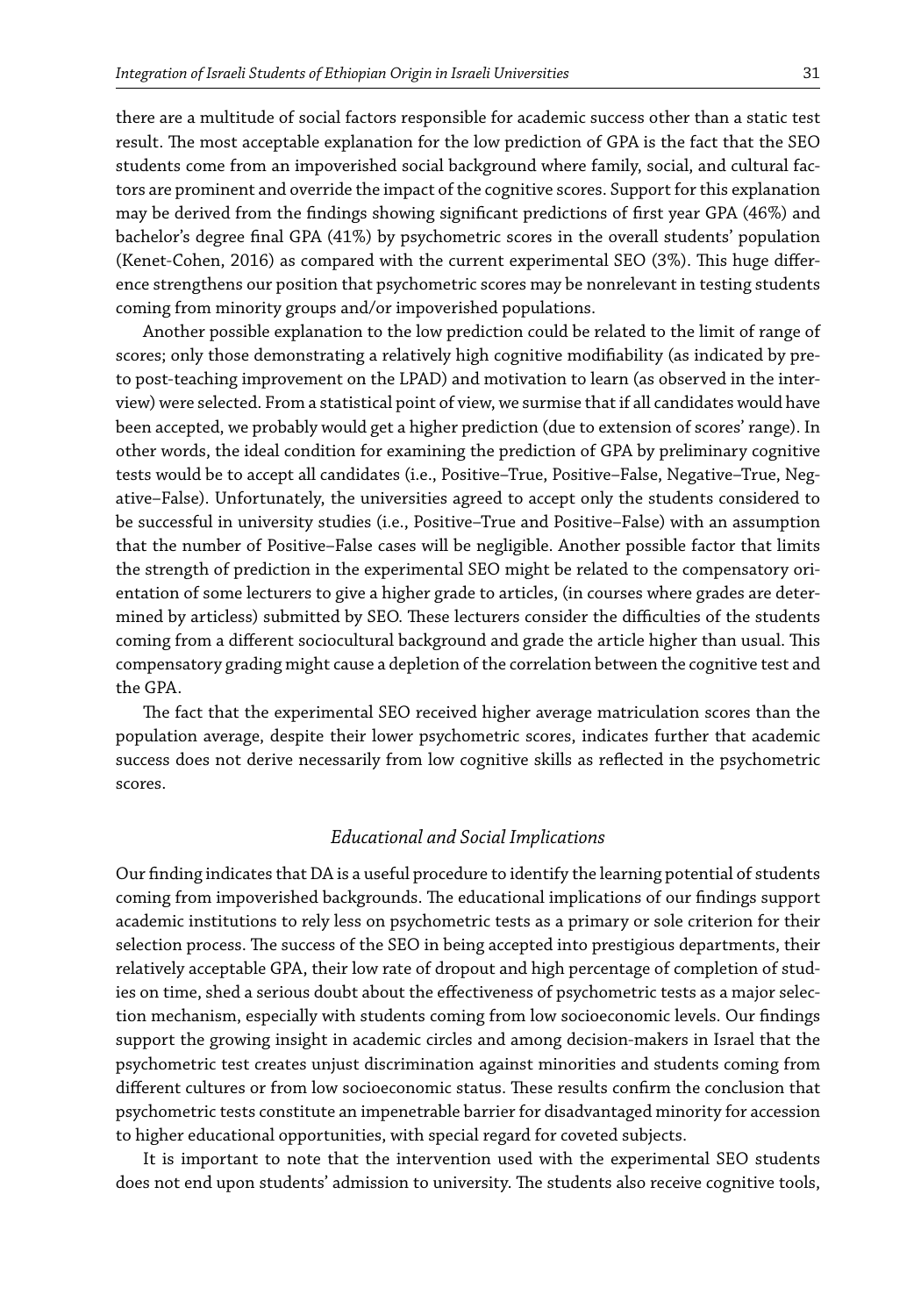there are a multitude of social factors responsible for academic success other than a static test result. The most acceptable explanation for the low prediction of GPA is the fact that the SEO students come from an impoverished social background where family, social, and cultural factors are prominent and override the impact of the cognitive scores. Support for this explanation may be derived from the findings showing significant predictions of first year GPA (46%) and bachelor's degree final GPA (41%) by psychometric scores in the overall students' population (Kenet-Cohen, 2016) as compared with the current experimental SEO (3%). This huge difference strengthens our position that psychometric scores may be nonrelevant in testing students coming from minority groups and/or impoverished populations.

Another possible explanation to the low prediction could be related to the limit of range of scores; only those demonstrating a relatively high cognitive modifiability (as indicated by pre- to post-teaching improvement on the LPAD) and motivation to learn (as observed in the interview) were selected. From a statistical point of view, we surmise that if all candidates would have been accepted, we probably would get a higher prediction (due to extension of scores' range). In other words, the ideal condition for examining the prediction of GPA by preliminary cognitive tests would be to accept all candidates (i.e., Positive–True, Positive–False, Negative–True, Negative–False). Unfortunately, the universities agreed to accept only the students considered to be successful in university studies (i.e., Positive–True and Positive–False) with an assumption that the number of Positive–False cases will be negligible. Another possible factor that limits the strength of prediction in the experimental SEO might be related to the compensatory orientation of some lecturers to give a higher grade to articles, (in courses where grades are determined by articless) submitted by SEO. These lecturers consider the difficulties of the students coming from a different sociocultural background and grade the article higher than usual. This compensatory grading might cause a depletion of the correlation between the cognitive test and the GPA.

The fact that the experimental SEO received higher average matriculation scores than the population average, despite their lower psychometric scores, indicates further that academic success does not derive necessarily from low cognitive skills as reflected in the psychometric scores.

### *Educational and Social Implications*

Our finding indicates that DA is a useful procedure to identify the learning potential of students coming from impoverished backgrounds. The educational implications of our findings support academic institutions to rely less on psychometric tests as a primary or sole criterion for their selection process. The success of the SEO in being accepted into prestigious departments, their relatively acceptable GPA, their low rate of dropout and high percentage of completion of studies on time, shed a serious doubt about the effectiveness of psychometric tests as a major selection mechanism, especially with students coming from low socioeconomic levels. Our findings support the growing insight in academic circles and among decision-makers in Israel that the psychometric test creates unjust discrimination against minorities and students coming from different cultures or from low socioeconomic status. These results confirm the conclusion that psychometric tests constitute an impenetrable barrier for disadvantaged minority for accession to higher educational opportunities, with special regard for coveted subjects.

It is important to note that the intervention used with the experimental SEO students does not end upon students' admission to university. The students also receive cognitive tools,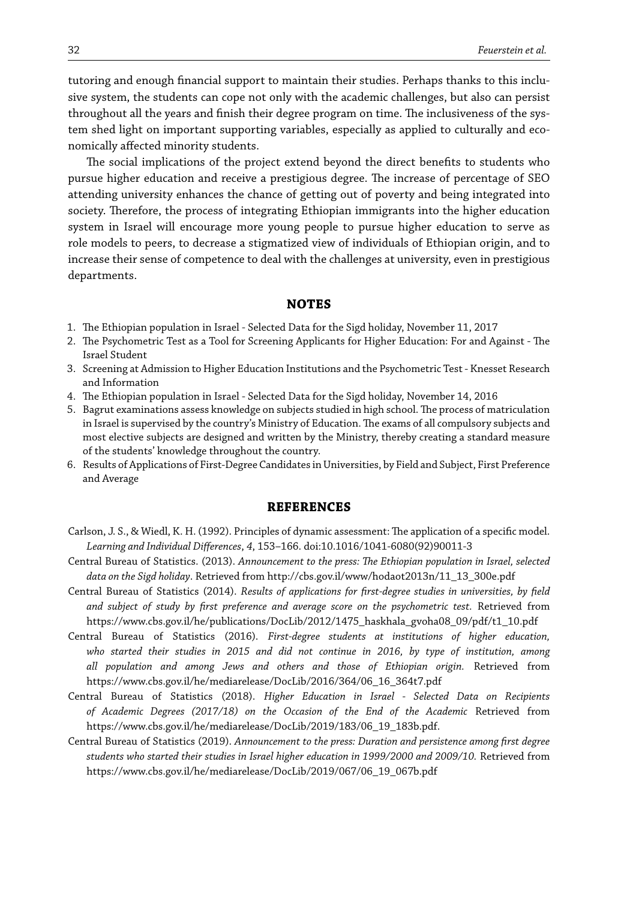tutoring and enough financial support to maintain their studies. Perhaps thanks to this inclusive system, the students can cope not only with the academic challenges, but also can persist throughout all the years and finish their degree program on time. The inclusiveness of the system shed light on important supporting variables, especially as applied to culturally and economically affected minority students.

The social implications of the project extend beyond the direct benefits to students who pursue higher education and receive a prestigious degree. The increase of percentage of SEO attending university enhances the chance of getting out of poverty and being integrated into society. Therefore, the process of integrating Ethiopian immigrants into the higher education system in Israel will encourage more young people to pursue higher education to serve as role models to peers, to decrease a stigmatized view of individuals of Ethiopian origin, and to increase their sense of competence to deal with the challenges at university, even in prestigious departments.

## NOTES

1. The Ethiopian population in Israel - Selected Data for the Sigd holiday, November 11, 2017
2. The Psychometric Test as a Tool for Screening Applicants for Higher Education: For and Against - The Israel Student
3. Screening at Admission to Higher Education Institutions and the Psychometric Test - Knesset Research and Information
4. The Ethiopian population in Israel - Selected Data for the Sigd holiday, November 14, 2016
5. Bagrut examinations assess knowledge on subjects studied in high school. The process of matriculation in Israel is supervised by the country's Ministry of Education. The exams of all compulsory subjects and most elective subjects are designed and written by the Ministry, thereby creating a standard measure of the students' knowledge throughout the country.
6. Results of Applications of First-Degree Candidates in Universities, by Field and Subject, First Preference and Average

## REFERENCES

Carlson, J. S., & Wiedl, K. H. (1992). Principles of dynamic assessment: The application of a specific model. *Learning and Individual Differences*, *4*, 153–166. doi:10.1016/1041-6080(92)90011-3

Central Bureau of Statistics. (2013). *Announcement to the press: The Ethiopian population in Israel, selected data on the Sigd holiday*. Retrieved from http://cbs.gov.il/www/hodaot2013n/11_13_300e.pdf

Central Bureau of Statistics (2014). *Results of applications for first-degree studies in universities, by field and subject of study by first preference and average score on the psychometric test.* Retrieved from https://www.cbs.gov.il/he/publications/DocLib/2012/1475_haskhala_gvoha08_09/pdf/t1_10.pdf

Central Bureau of Statistics (2016). *First-degree students at institutions of higher education, who started their studies in 2015 and did not continue in 2016, by type of institution, among all population and among Jews and others and those of Ethiopian origin.* Retrieved from https://www.cbs.gov.il/he/mediarelease/DocLib/2016/364/06_16_364t7.pdf

Central Bureau of Statistics (2018). *Higher Education in Israel - Selected Data on Recipients of Academic Degrees (2017/18) on the Occasion of the End of the Academic* Retrieved from https://www.cbs.gov.il/he/mediarelease/DocLib/2019/183/06_19_183b.pdf.

Central Bureau of Statistics (2019). *Announcement to the press: Duration and persistence among first degree students who started their studies in Israel higher education in 1999/2000 and 2009/10.* Retrieved from https://www.cbs.gov.il/he/mediarelease/DocLib/2019/067/06_19_067b.pdf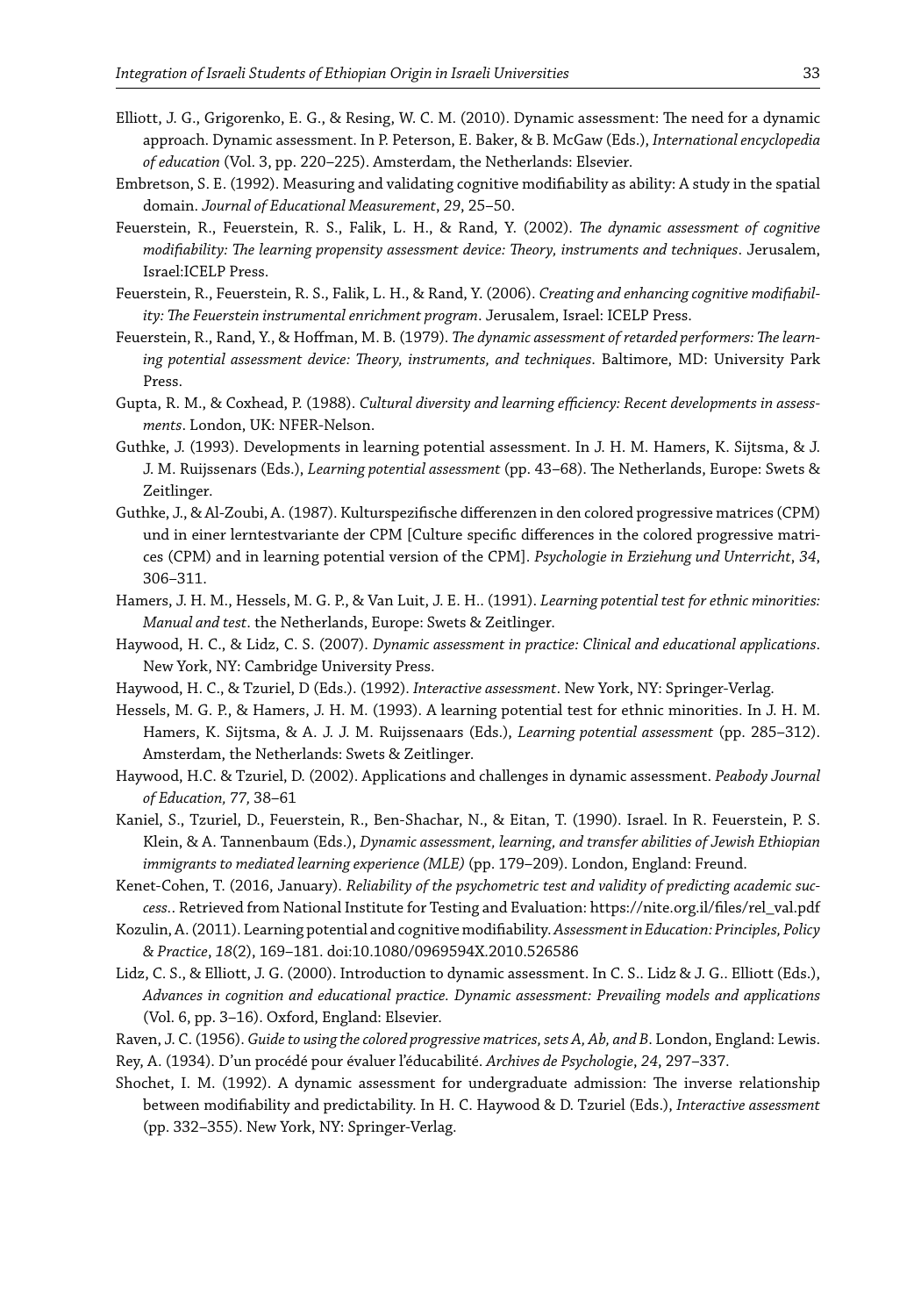Elliott, J. G., Grigorenko, E. G., & Resing, W. C. M. (2010). Dynamic assessment: The need for a dynamic approach. Dynamic assessment. In P. Peterson, E. Baker, & B. McGaw (Eds.), *International encyclopedia of education* (Vol. 3, pp. 220–225). Amsterdam, the Netherlands: Elsevier.

Embretson, S. E. (1992). Measuring and validating cognitive modifiability as ability: A study in the spatial domain. *Journal of Educational Measurement*, *29*, 25–50.

Feuerstein, R., Feuerstein, R. S., Falik, L. H., & Rand, Y. (2002). *The dynamic assessment of cognitive modifiability: The learning propensity assessment device: Theory, instruments and techniques*. Jerusalem, Israel:ICELP Press.

Feuerstein, R., Feuerstein, R. S., Falik, L. H., & Rand, Y. (2006). *Creating and enhancing cognitive modifiability: The Feuerstein instrumental enrichment program*. Jerusalem, Israel: ICELP Press.

Feuerstein, R., Rand, Y., & Hoffman, M. B. (1979). *The dynamic assessment of retarded performers: The learning potential assessment device: Theory, instruments, and techniques*. Baltimore, MD: University Park Press.

Gupta, R. M., & Coxhead, P. (1988). *Cultural diversity and learning efficiency: Recent developments in assessments*. London, UK: NFER-Nelson.

Guthke, J. (1993). Developments in learning potential assessment. In J. H. M. Hamers, K. Sijtsma, & J. J. M. Ruijssenars (Eds.), *Learning potential assessment* (pp. 43–68). The Netherlands, Europe: Swets & Zeitlinger.

Guthke, J., & Al-Zoubi, A. (1987). Kulturspezifische differenzen in den colored progressive matrices (CPM) und in einer lerntestvariante der CPM [Culture specific differences in the colored progressive matrices (CPM) and in learning potential version of the CPM]. *Psychologie in Erziehung und Unterricht*, *34*, 306–311.

Hamers, J. H. M., Hessels, M. G. P., & Van Luit, J. E. H.. (1991). *Learning potential test for ethnic minorities: Manual and test*. the Netherlands, Europe: Swets & Zeitlinger.

Haywood, H. C., & Lidz, C. S. (2007). *Dynamic assessment in practice: Clinical and educational applications*. New York, NY: Cambridge University Press.

Haywood, H. C., & Tzuriel, D (Eds.). (1992). *Interactive assessment*. New York, NY: Springer-Verlag.

Hessels, M. G. P., & Hamers, J. H. M. (1993). A learning potential test for ethnic minorities. In J. H. M. Hamers, K. Sijtsma, & A. J. J. M. Ruijssenaars (Eds.), *Learning potential assessment* (pp. 285–312). Amsterdam, the Netherlands: Swets & Zeitlinger.

Haywood, H.C. & Tzuriel, D. (2002). Applications and challenges in dynamic assessment. *Peabody Journal of Education, 77,* 38–61

Kaniel, S., Tzuriel, D., Feuerstein, R., Ben-Shachar, N., & Eitan, T. (1990). Israel. In R. Feuerstein, P. S. Klein, & A. Tannenbaum (Eds.), *Dynamic assessment, learning, and transfer abilities of Jewish Ethiopian immigrants to mediated learning experience (MLE)* (pp. 179–209). London, England: Freund.

Kenet-Cohen, T. (2016, January). *Reliability of the psychometric test and validity of predicting academic success.*. Retrieved from National Institute for Testing and Evaluation: https://nite.org.il/files/rel_val.pdf

Kozulin, A. (2011). Learning potential and cognitive modifiability. *Assessment in Education: Principles, Policy & Practice*, *18*(2), 169–181. doi:10.1080/0969594X.2010.526586

Lidz, C. S., & Elliott, J. G. (2000). Introduction to dynamic assessment. In C. S.. Lidz & J. G.. Elliott (Eds.), *Advances in cognition and educational practice. Dynamic assessment: Prevailing models and applications* (Vol. 6, pp. 3–16). Oxford, England: Elsevier.

Raven, J. C. (1956). *Guide to using the colored progressive matrices, sets A, Ab, and B*. London, England: Lewis.

Rey, A. (1934). D'un procédé pour évaluer l'éducabilité. *Archives de Psychologie*, *24*, 297–337.

Shochet, I. M. (1992). A dynamic assessment for undergraduate admission: The inverse relationship between modifiability and predictability. In H. C. Haywood & D. Tzuriel (Eds.), *Interactive assessment* (pp. 332–355). New York, NY: Springer-Verlag.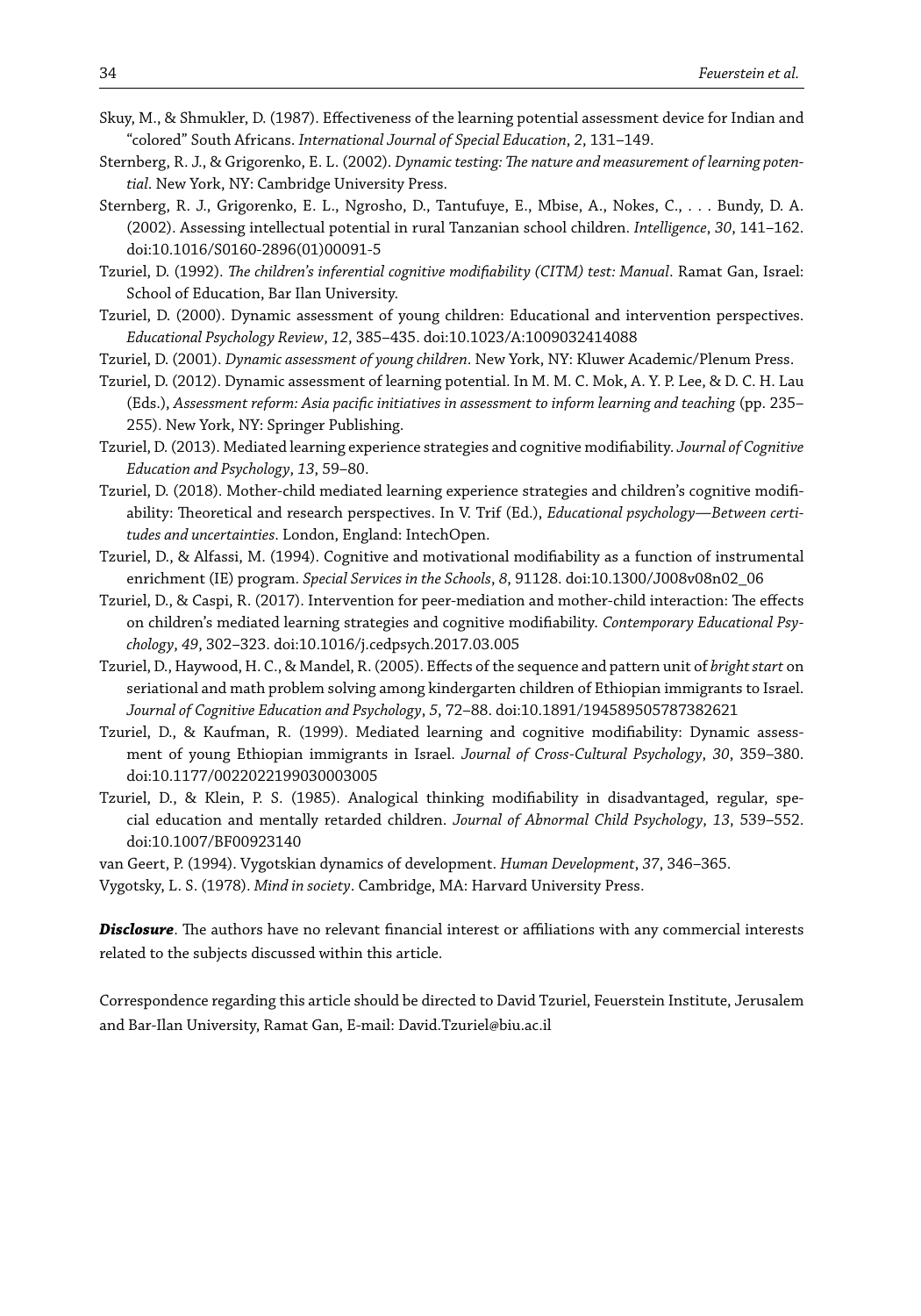Skuy, M., & Shmukler, D. (1987). Effectiveness of the learning potential assessment device for Indian and "colored" South Africans. *International Journal of Special Education*, *2*, 131–149.

Sternberg, R. J., & Grigorenko, E. L. (2002). *Dynamic testing: The nature and measurement of learning potential*. New York, NY: Cambridge University Press.

Sternberg, R. J., Grigorenko, E. L., Ngrosho, D., Tantufuye, E., Mbise, A., Nokes, C., . . . Bundy, D. A. (2002). Assessing intellectual potential in rural Tanzanian school children. *Intelligence*, *30*, 141–162. doi:10.1016/S0160-2896(01)00091-5

Tzuriel, D. (1992). *The children's inferential cognitive modifiability (CITM) test: Manual*. Ramat Gan, Israel: School of Education, Bar Ilan University.

Tzuriel, D. (2000). Dynamic assessment of young children: Educational and intervention perspectives. *Educational Psychology Review*, *12*, 385–435. doi:10.1023/A:1009032414088

Tzuriel, D. (2001). *Dynamic assessment of young children*. New York, NY: Kluwer Academic/Plenum Press.

Tzuriel, D. (2012). Dynamic assessment of learning potential. In M. M. C. Mok, A. Y. P. Lee, & D. C. H. Lau (Eds.), *Assessment reform: Asia pacific initiatives in assessment to inform learning and teaching* (pp. 235–255). New York, NY: Springer Publishing.

Tzuriel, D. (2013). Mediated learning experience strategies and cognitive modifiability. *Journal of Cognitive Education and Psychology*, *13*, 59–80.

Tzuriel, D. (2018). Mother-child mediated learning experience strategies and children's cognitive modifiability: Theoretical and research perspectives. In V. Trif (Ed.), *Educational psychology—Between certitudes and uncertainties*. London, England: IntechOpen.

Tzuriel, D., & Alfassi, M. (1994). Cognitive and motivational modifiability as a function of instrumental enrichment (IE) program. *Special Services in the Schools*, *8*, 91128. doi:10.1300/J008v08n02_06

Tzuriel, D., & Caspi, R. (2017). Intervention for peer-mediation and mother-child interaction: The effects on children's mediated learning strategies and cognitive modifiability. *Contemporary Educational Psychology*, *49*, 302–323. doi:10.1016/j.cedpsych.2017.03.005

Tzuriel, D., Haywood, H. C., & Mandel, R. (2005). Effects of the sequence and pattern unit of *bright start* on seriational and math problem solving among kindergarten children of Ethiopian immigrants to Israel. *Journal of Cognitive Education and Psychology*, *5*, 72–88. doi:10.1891/194589505787382621

Tzuriel, D., & Kaufman, R. (1999). Mediated learning and cognitive modifiability: Dynamic assessment of young Ethiopian immigrants in Israel. *Journal of Cross-Cultural Psychology*, *30*, 359–380. doi:10.1177/0022022199030003005

Tzuriel, D., & Klein, P. S. (1985). Analogical thinking modifiability in disadvantaged, regular, special education and mentally retarded children. *Journal of Abnormal Child Psychology*, *13*, 539–552. doi:10.1007/BF00923140

van Geert, P. (1994). Vygotskian dynamics of development. *Human Development*, *37*, 346–365.

Vygotsky, L. S. (1978). *Mind in society*. Cambridge, MA: Harvard University Press.

***Disclosure***. The authors have no relevant financial interest or affiliations with any commercial interests related to the subjects discussed within this article.

Correspondence regarding this article should be directed to David Tzuriel, Feuerstein Institute, Jerusalem and Bar-Ilan University, Ramat Gan, E-mail: David.Tzuriel@biu.ac.il